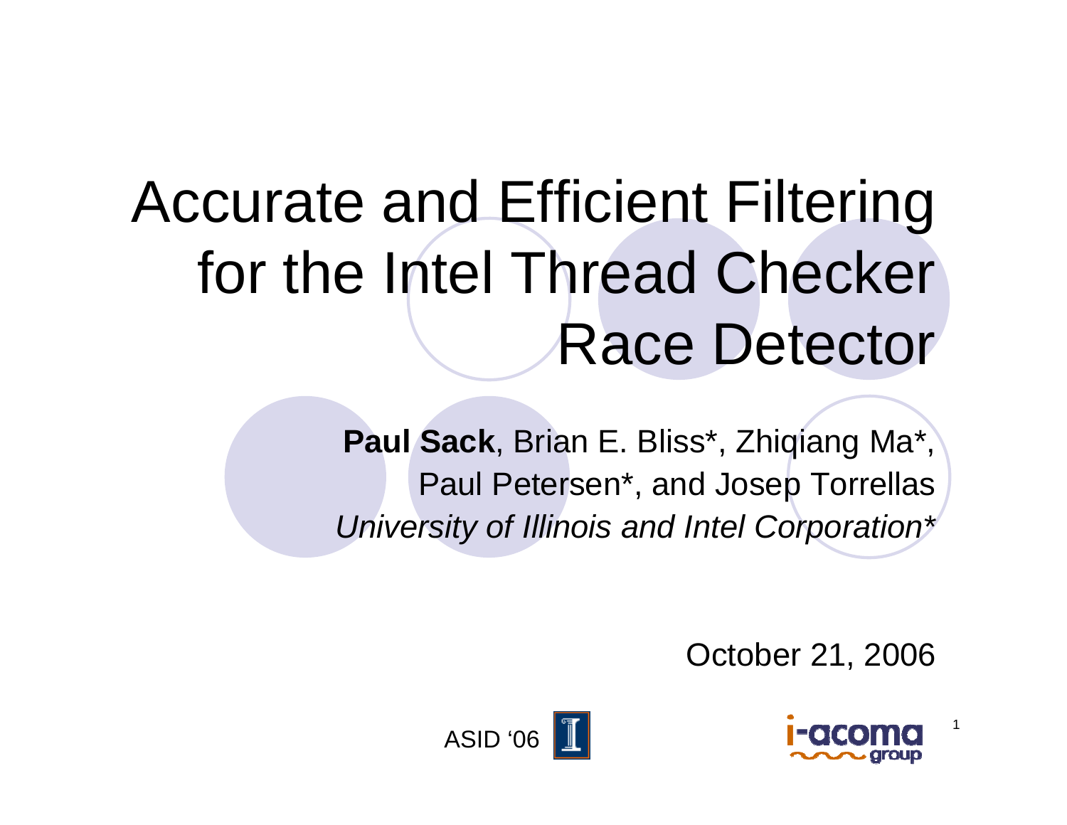# Accurate and Efficient Filtering for the Intel Thread Checker Race Detector

**Paul Sack**, Brian E. Bliss*, Zhiqiang Ma*, Paul Petersen*, and Josep Torrellas

*University of Illinois and Intel Corporation**

October 21, 2006

ASID '06

i-acoma group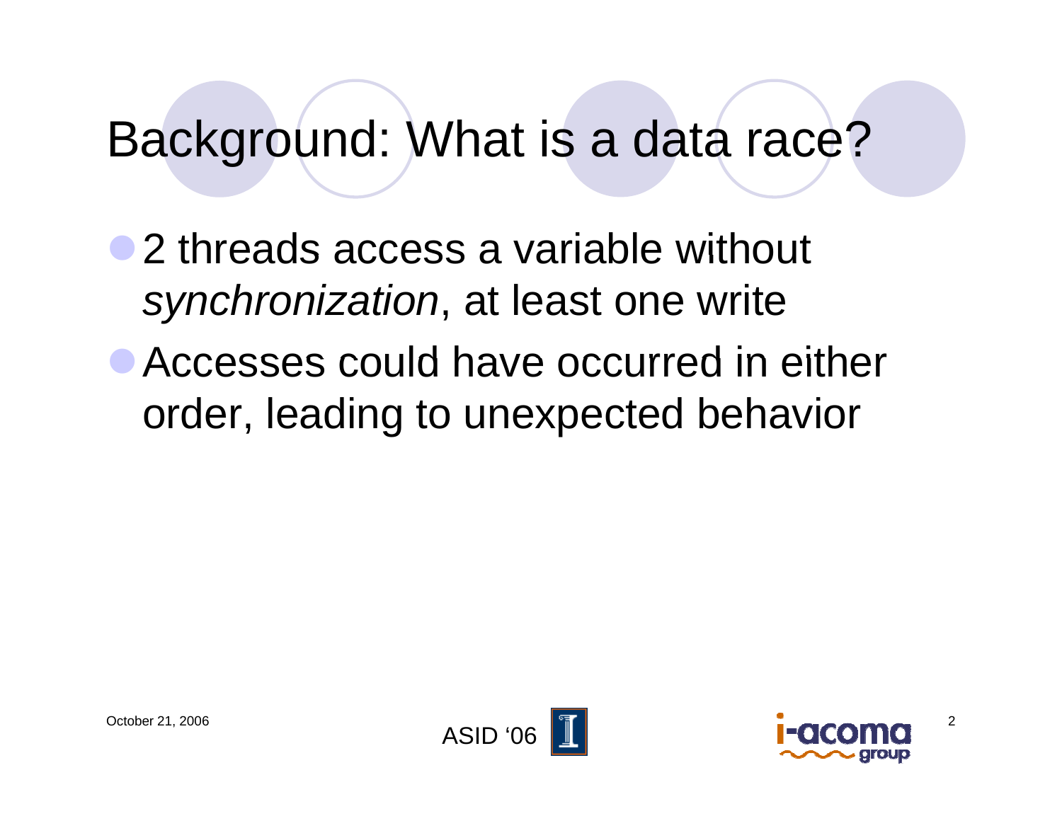# Background: What is a data race?

- 2 threads access a variable without *synchronization*, at least one write
- Accesses could have occurred in either order, leading to unexpected behavior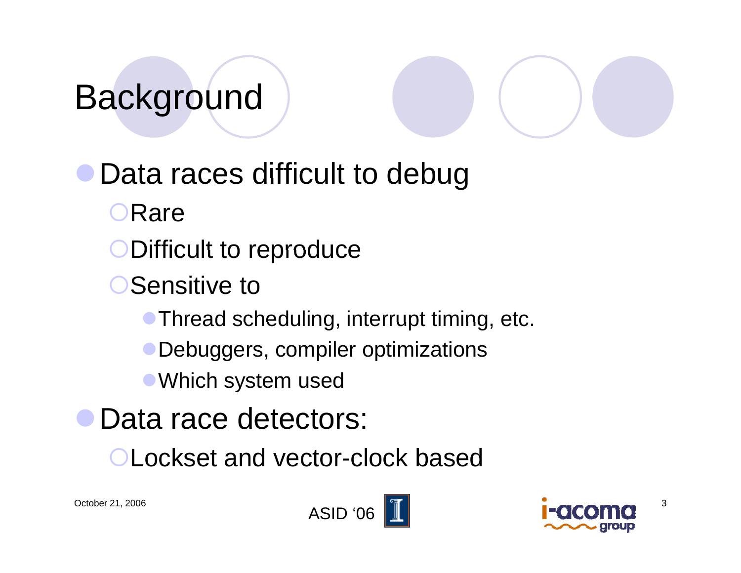# Background

- Data races difficult to debug
  - Rare
  - Difficult to reproduce
  - Sensitive to
    - Thread scheduling, interrupt timing, etc.
    - Debuggers, compiler optimizations
    - Which system used
- Data race detectors:
  - Lockset and vector-clock based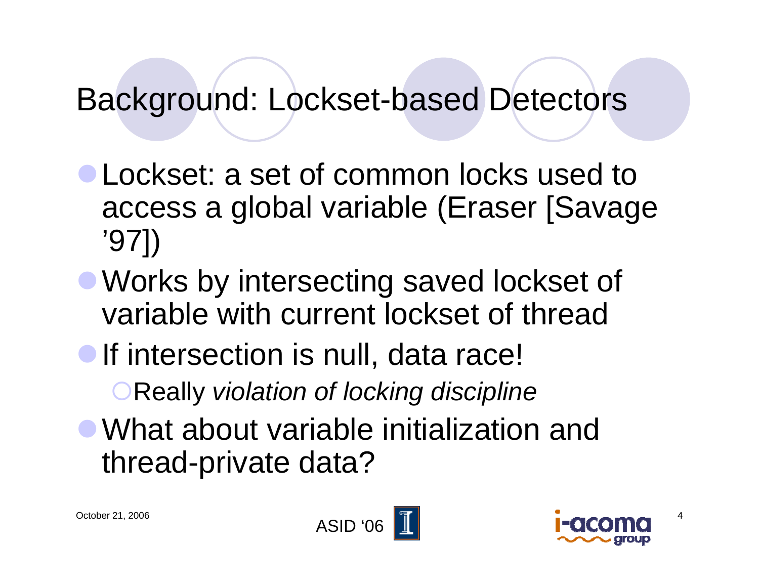# Background: Lockset-based Detectors

- Lockset: a set of common locks used to access a global variable (Eraser [Savage '97])
- Works by intersecting saved lockset of variable with current lockset of thread
- If intersection is null, data race!
  - Really *violation of locking discipline*
- What about variable initialization and thread-private data?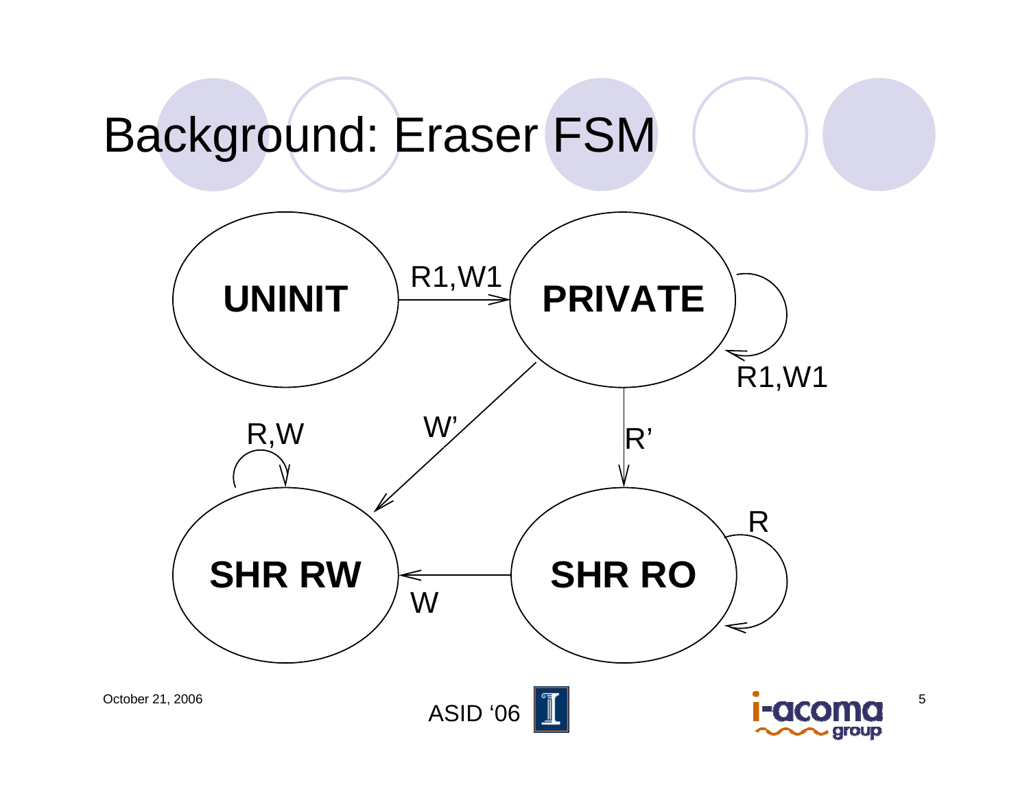# Background: Eraser FSM

UNINIT

PRIVATE

SHR RW

SHR RO

R1,W1

R1,W1

W'

R'

R,W

R

W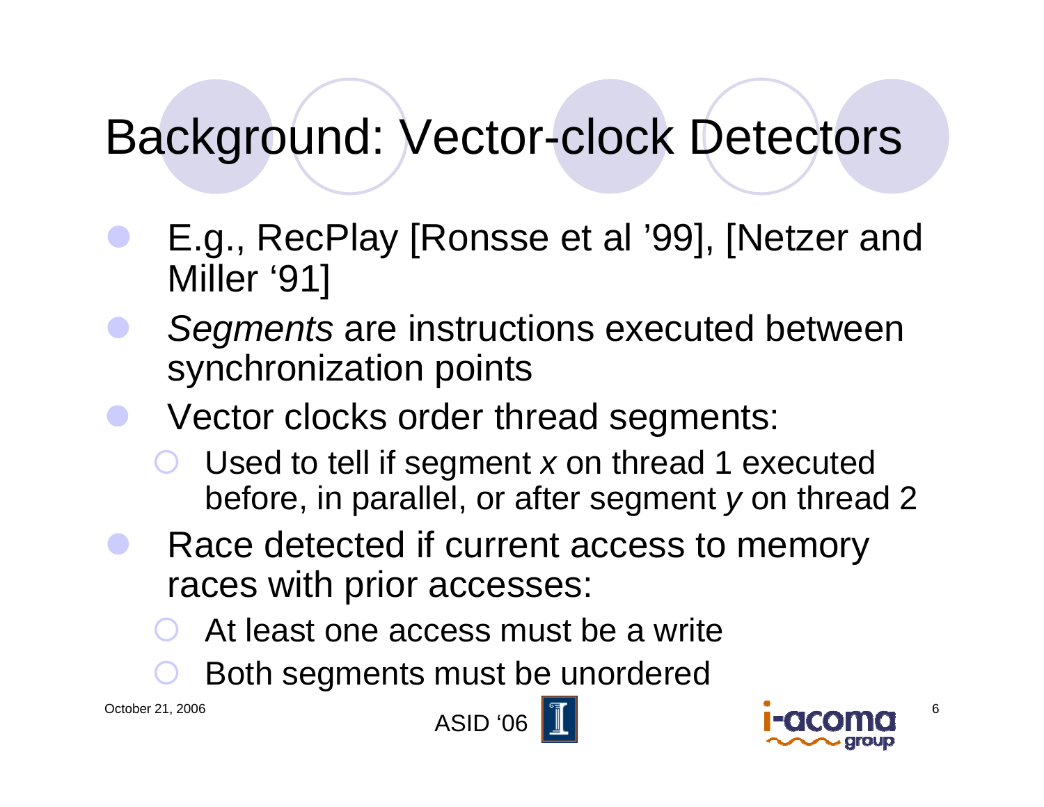# Background: Vector-clock Detectors

- E.g., RecPlay [Ronsse et al '99], [Netzer and Miller '91]
- *Segments* are instructions executed between synchronization points
- Vector clocks order thread segments:
  - Used to tell if segment *x* on thread 1 executed before, in parallel, or after segment *y* on thread 2
- Race detected if current access to memory races with prior accesses:
  - At least one access must be a write
  - Both segments must be unordered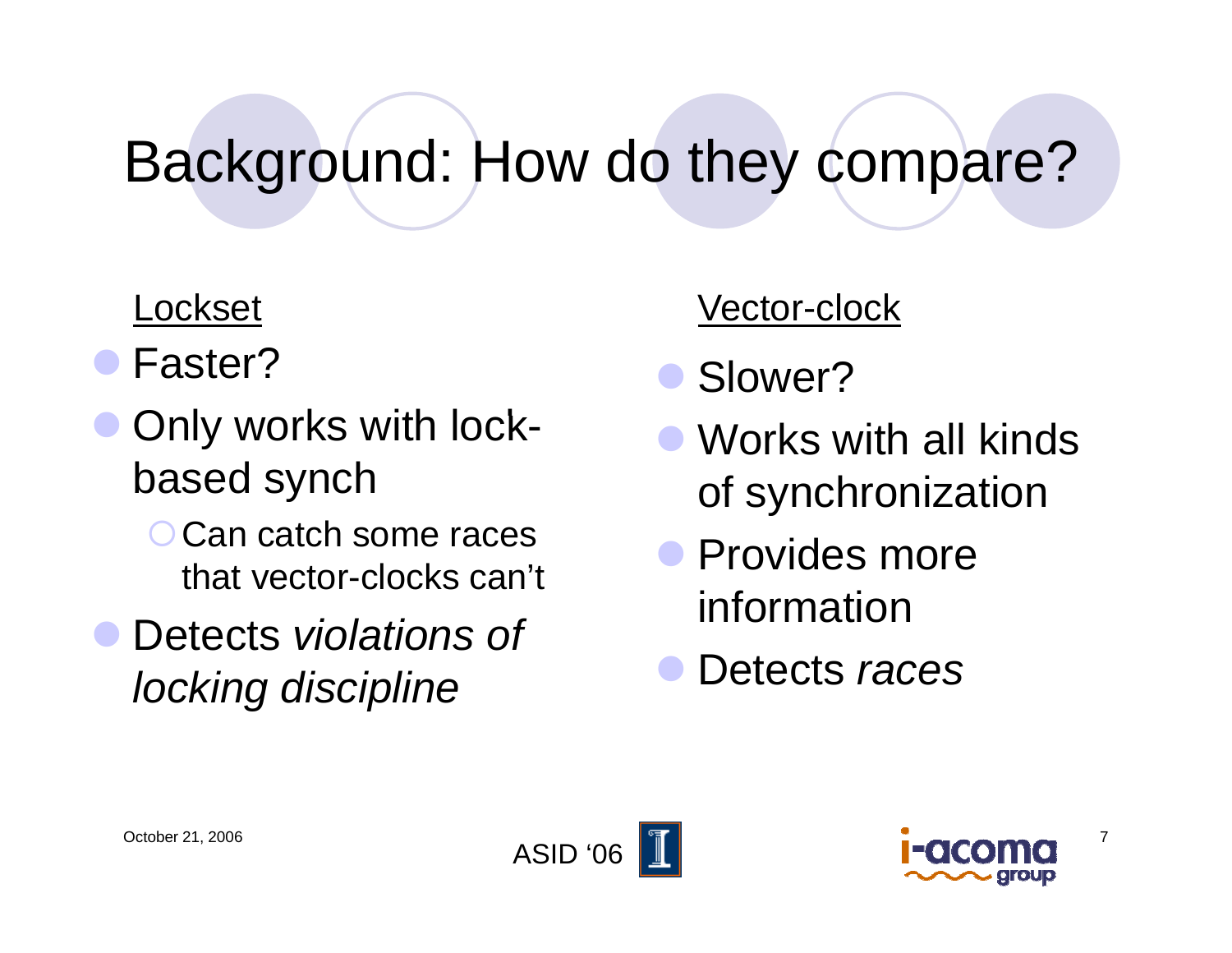# Background: How do they compare?

Lockset

- Faster?
- Only works with lock-based synch
  - Can catch some races that vector-clocks can't
- Detects *violations of locking discipline*

Vector-clock

- Slower?
- Works with all kinds of synchronization
- Provides more information
- Detects *races*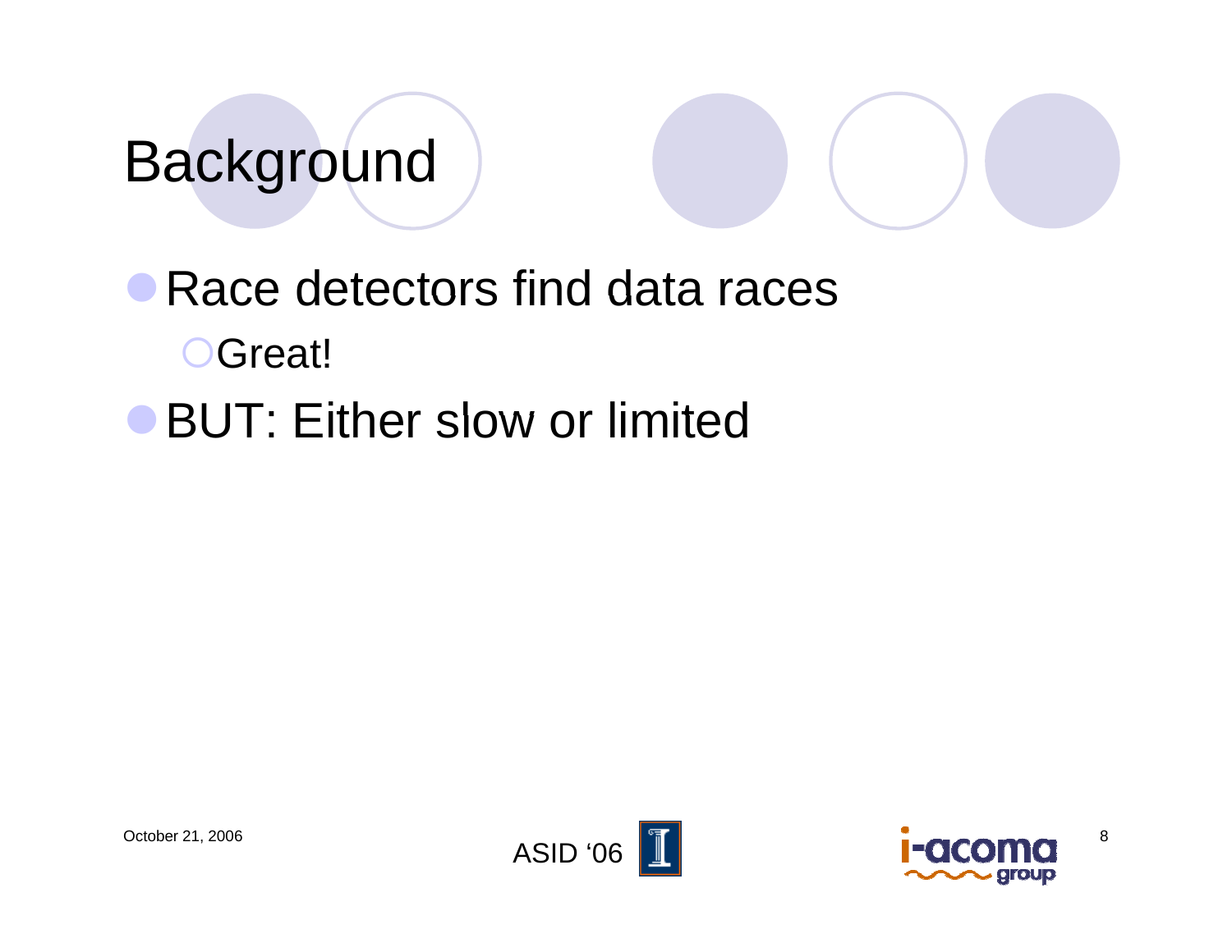# Background

- Race detectors find data races
  - Great!
- BUT: Either slow or limited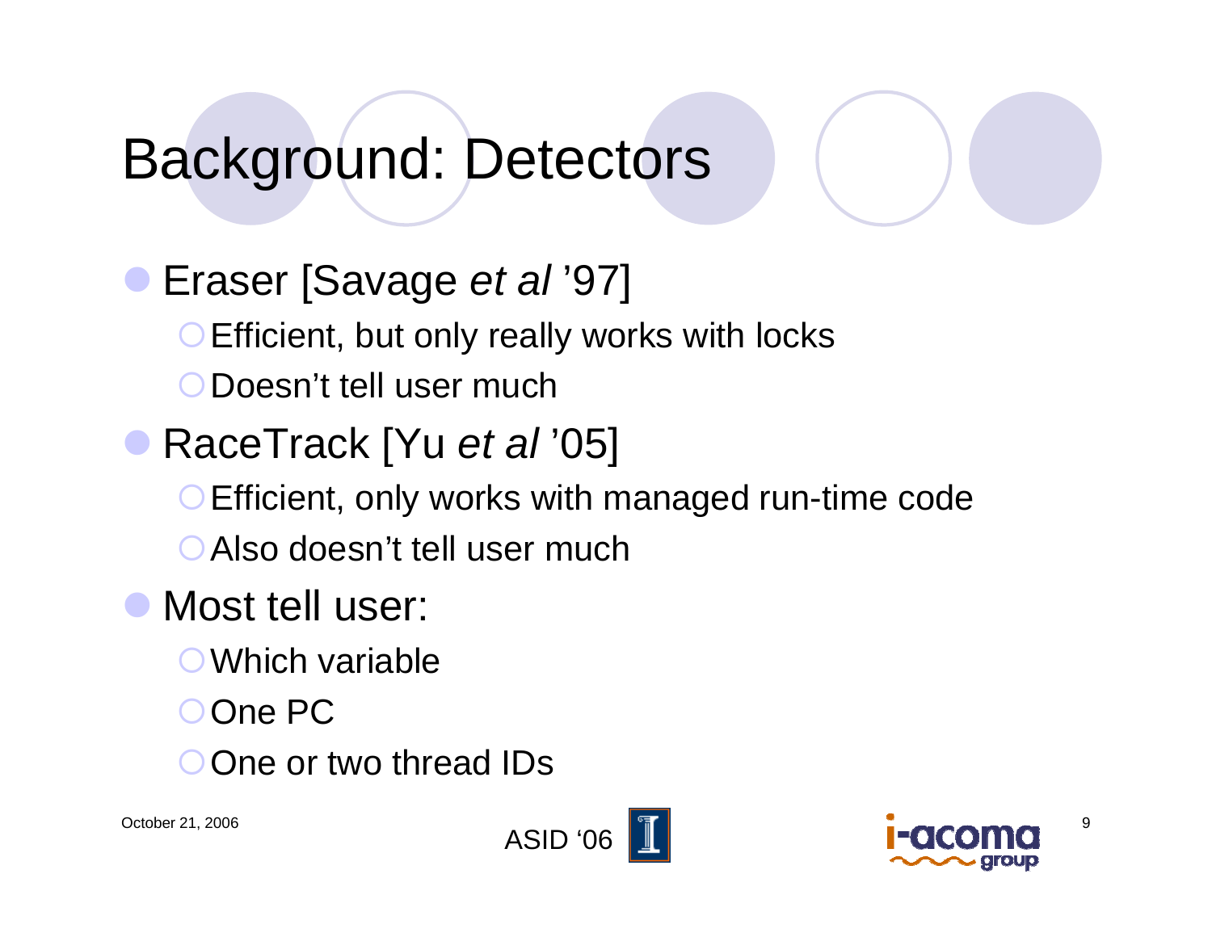# Background: Detectors

- Eraser [Savage *et al* '97]
  - Efficient, but only really works with locks
  - Doesn't tell user much
- RaceTrack [Yu *et al* '05]
  - Efficient, only works with managed run-time code
  - Also doesn't tell user much
- Most tell user:
  - Which variable
  - One PC
  - One or two thread IDs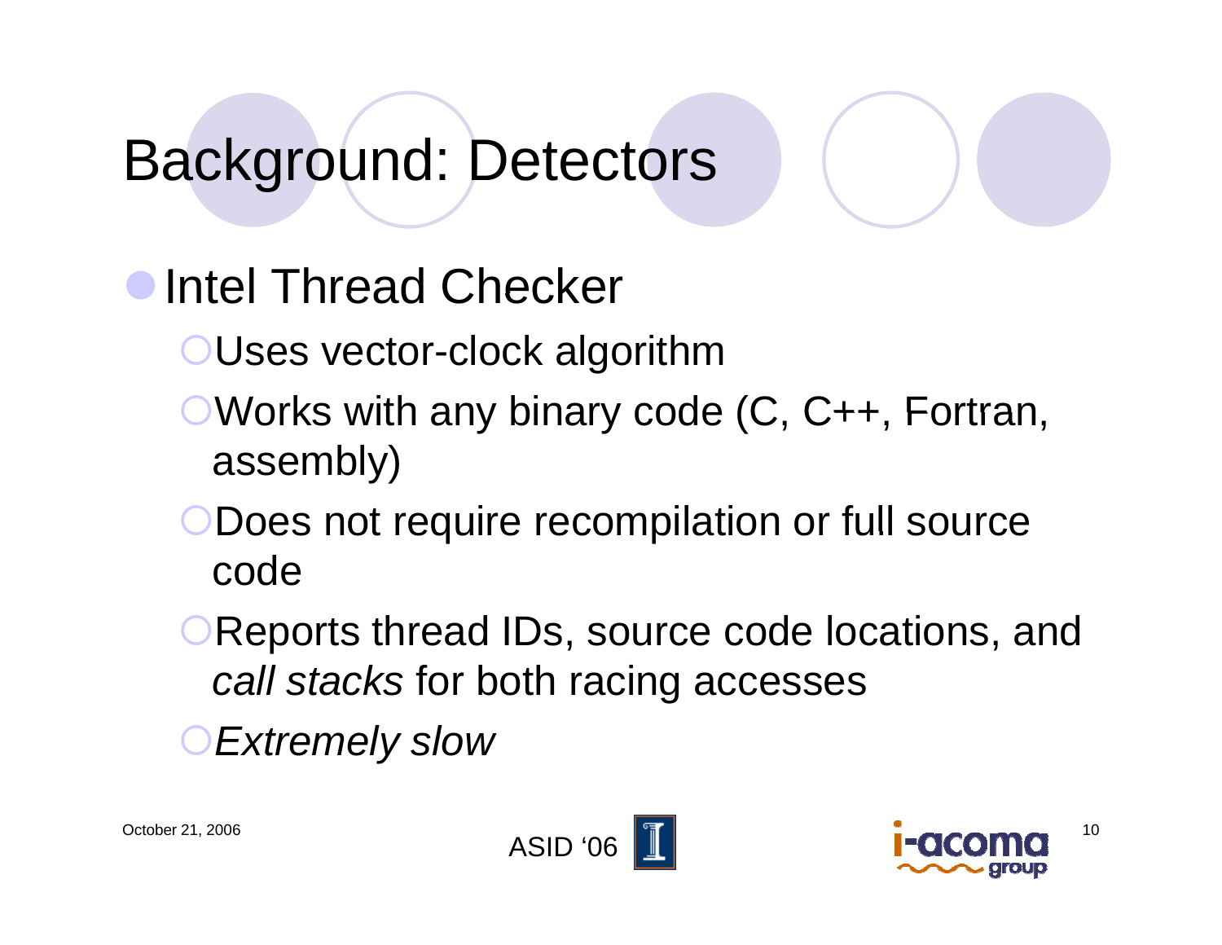# Background: Detectors

- Intel Thread Checker
  - Uses vector-clock algorithm
  - Works with any binary code (C, C++, Fortran, assembly)
  - Does not require recompilation or full source code
  - Reports thread IDs, source code locations, and *call stacks* for both racing accesses
  - *Extremely slow*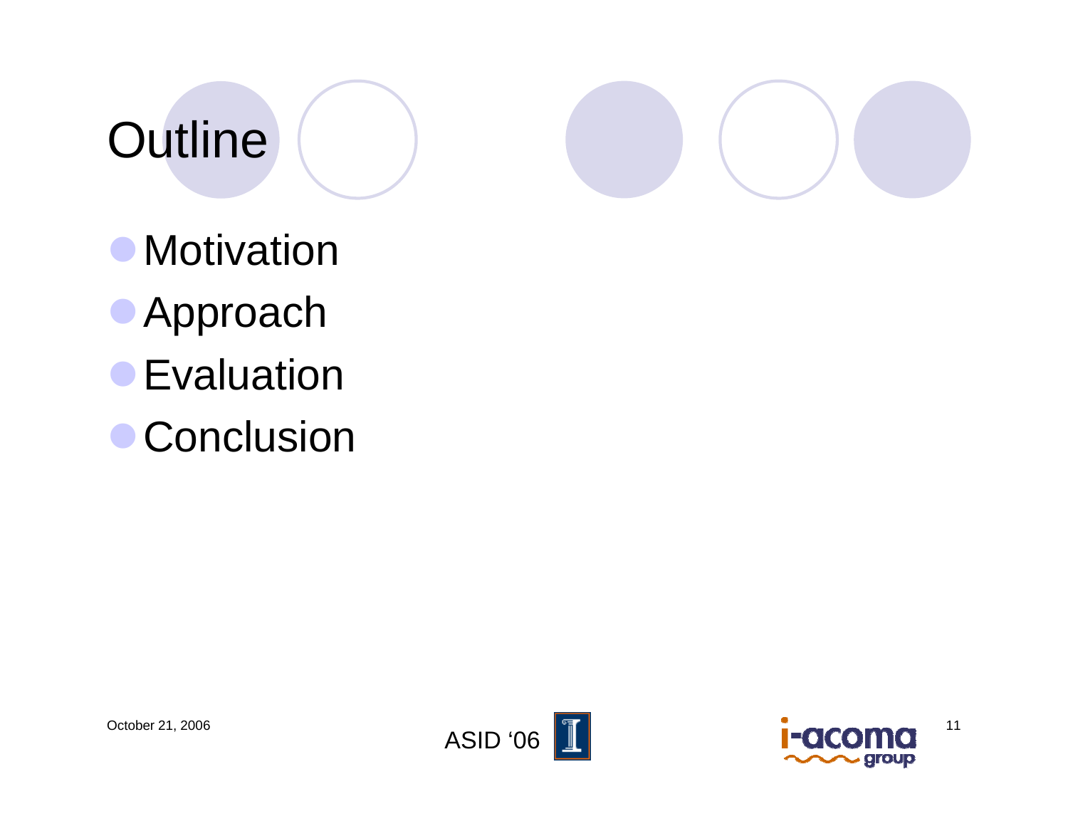# Outline

- Motivation
- Approach
- Evaluation
- Conclusion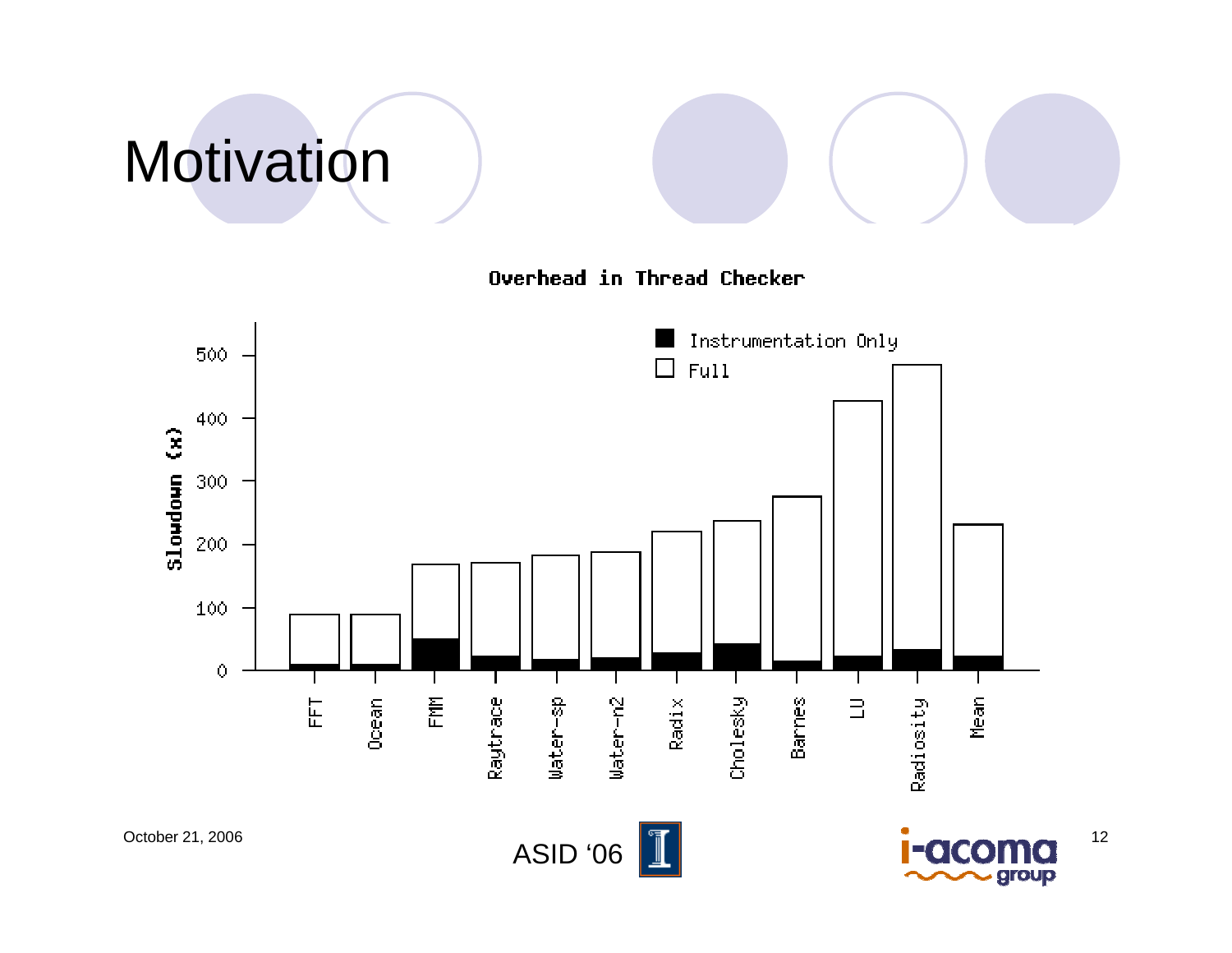# Motivation

Overhead in Thread Checker

Slowdown (x)

■ Instrumentation Only
□ Full

FFT, Ocean, FMM, Raytrace, Water-sp, Water-n2, Radix, Cholesky, Barnes, LU, Radiosity, Mean

ASID '06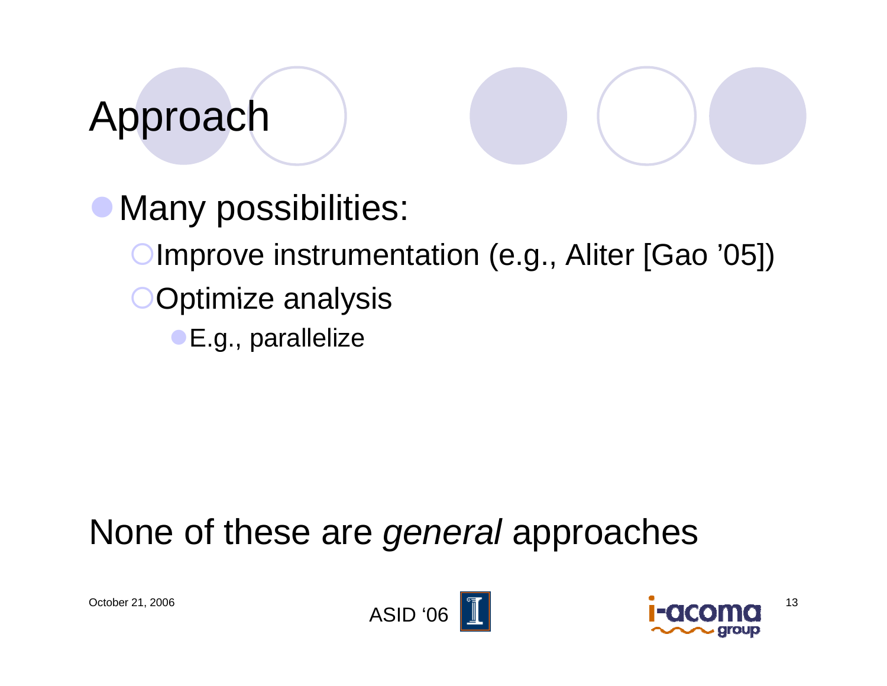# Approach

- Many possibilities:
  - Improve instrumentation (e.g., Aliter [Gao '05])
  - Optimize analysis
    - E.g., parallelize

None of these are *general* approaches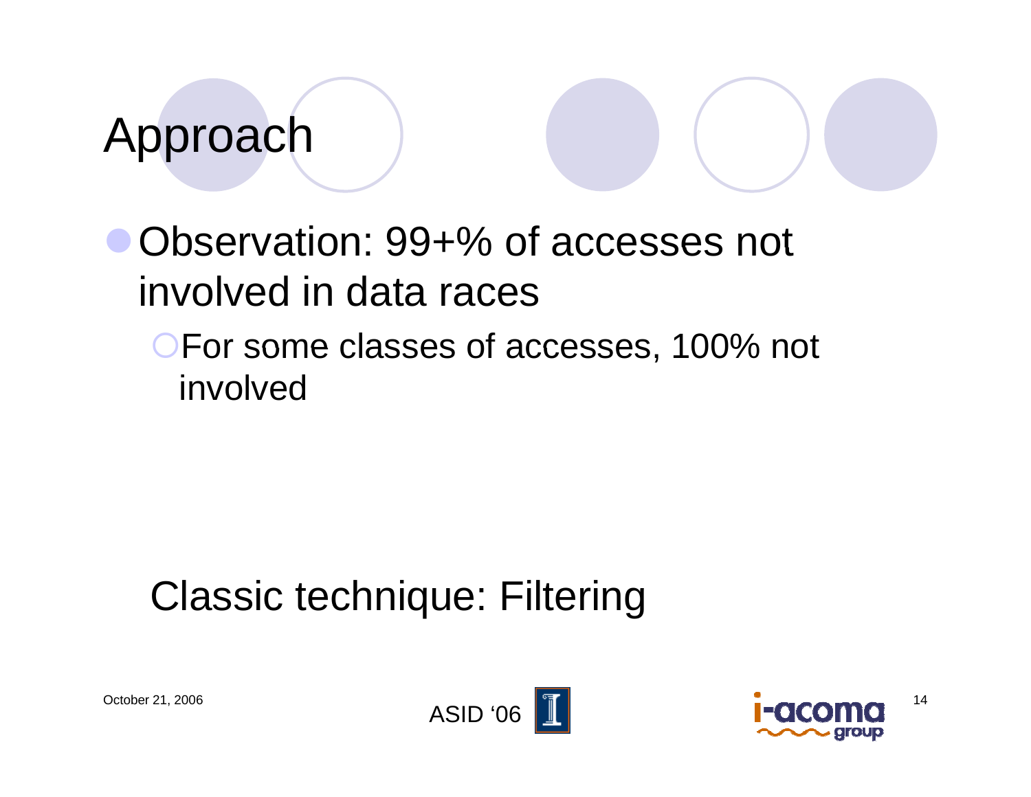# Approach

- Observation: 99+% of accesses not involved in data races
  - For some classes of accesses, 100% not involved

Classic technique: Filtering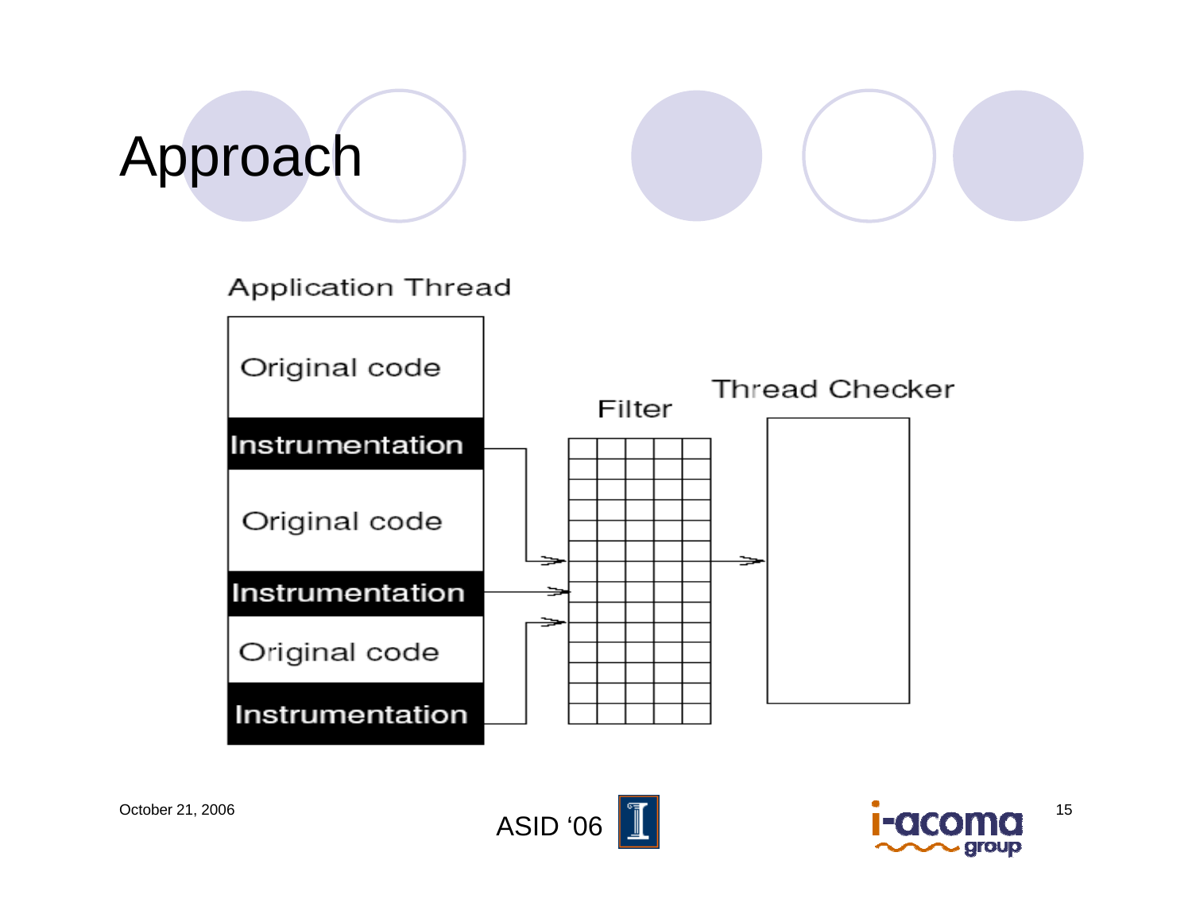# Approach

Application Thread

Original code

Instrumentation

Original code

Instrumentation

Original code

Instrumentation

Filter

Thread Checker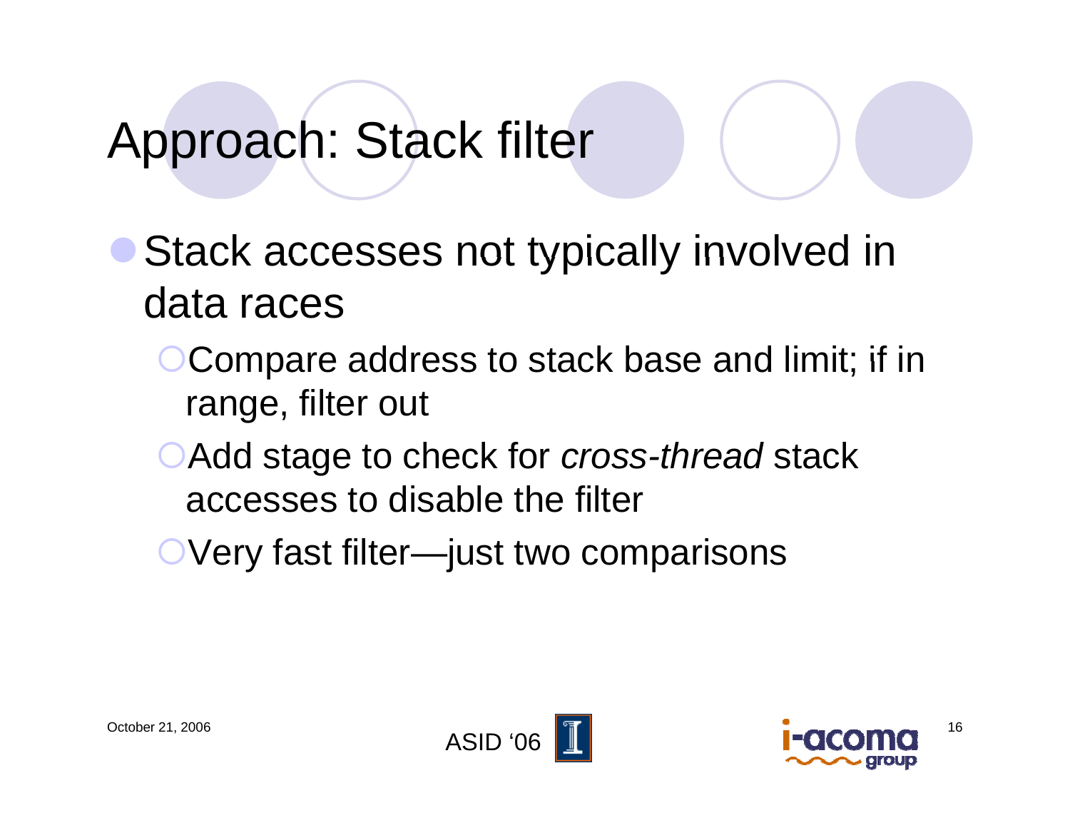# Approach: Stack filter

- Stack accesses not typically involved in data races
  - Compare address to stack base and limit; if in range, filter out
  - Add stage to check for *cross-thread* stack accesses to disable the filter
  - Very fast filter—just two comparisons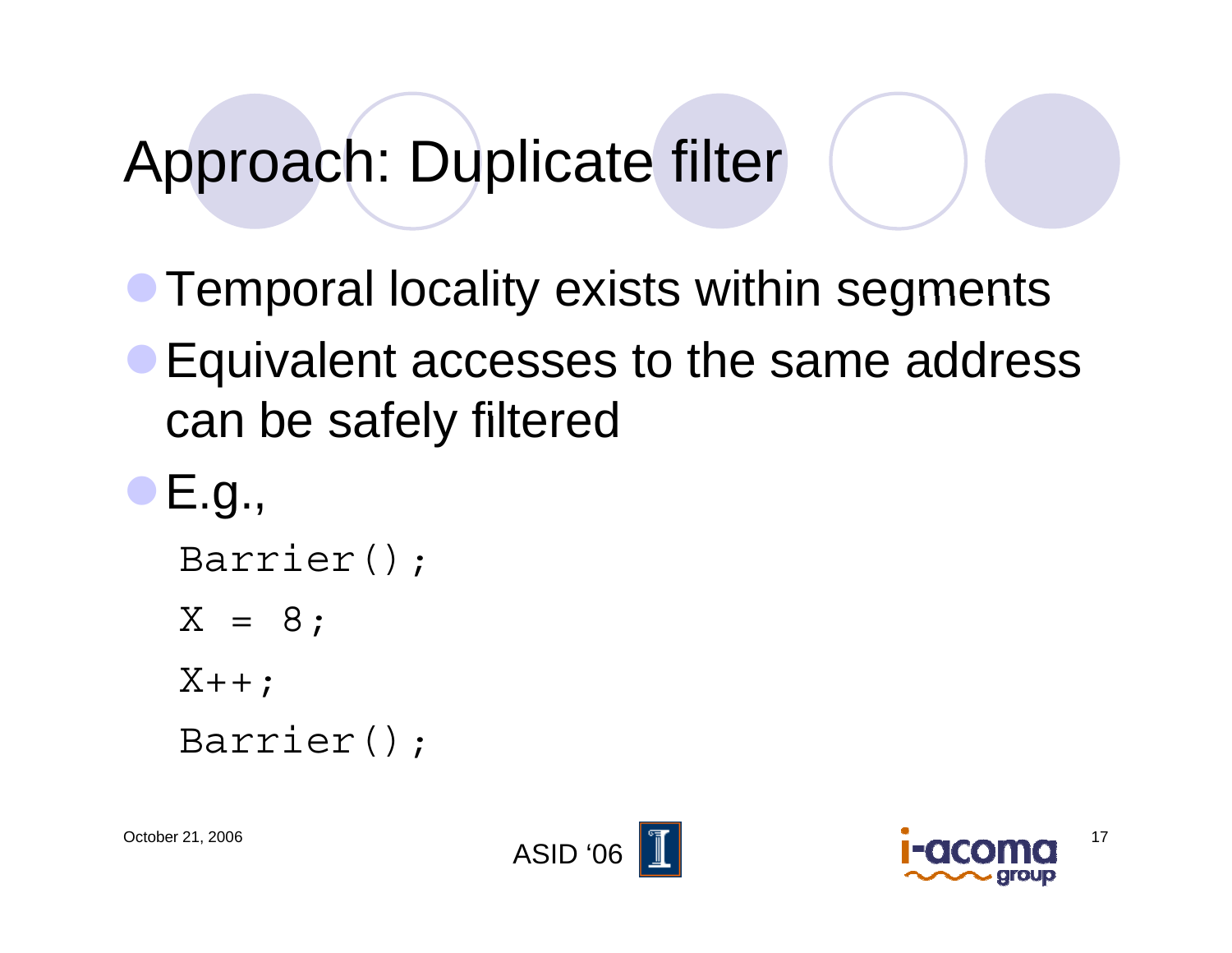# Approach: Duplicate filter

- Temporal locality exists within segments
- Equivalent accesses to the same address can be safely filtered
- E.g.,

```
Barrier();
X = 8;
X++;
Barrier();
```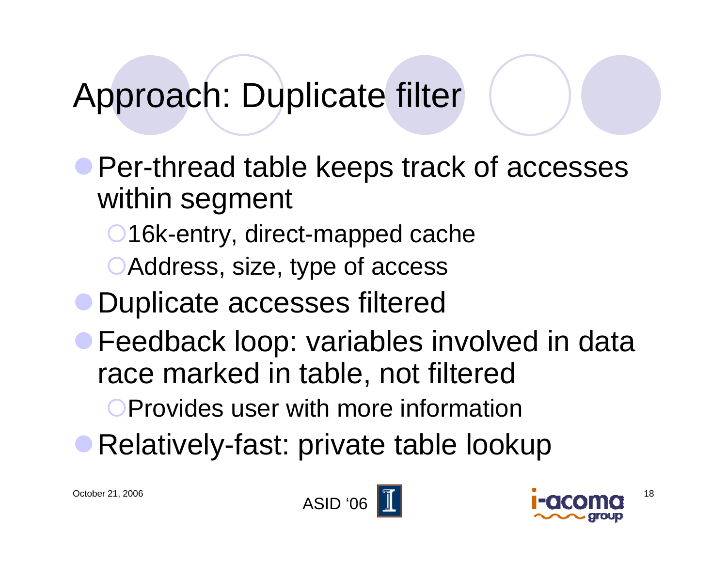# Approach: Duplicate filter

- Per-thread table keeps track of accesses within segment
  - 16k-entry, direct-mapped cache
  - Address, size, type of access
- Duplicate accesses filtered
- Feedback loop: variables involved in data race marked in table, not filtered
  - Provides user with more information
- Relatively-fast: private table lookup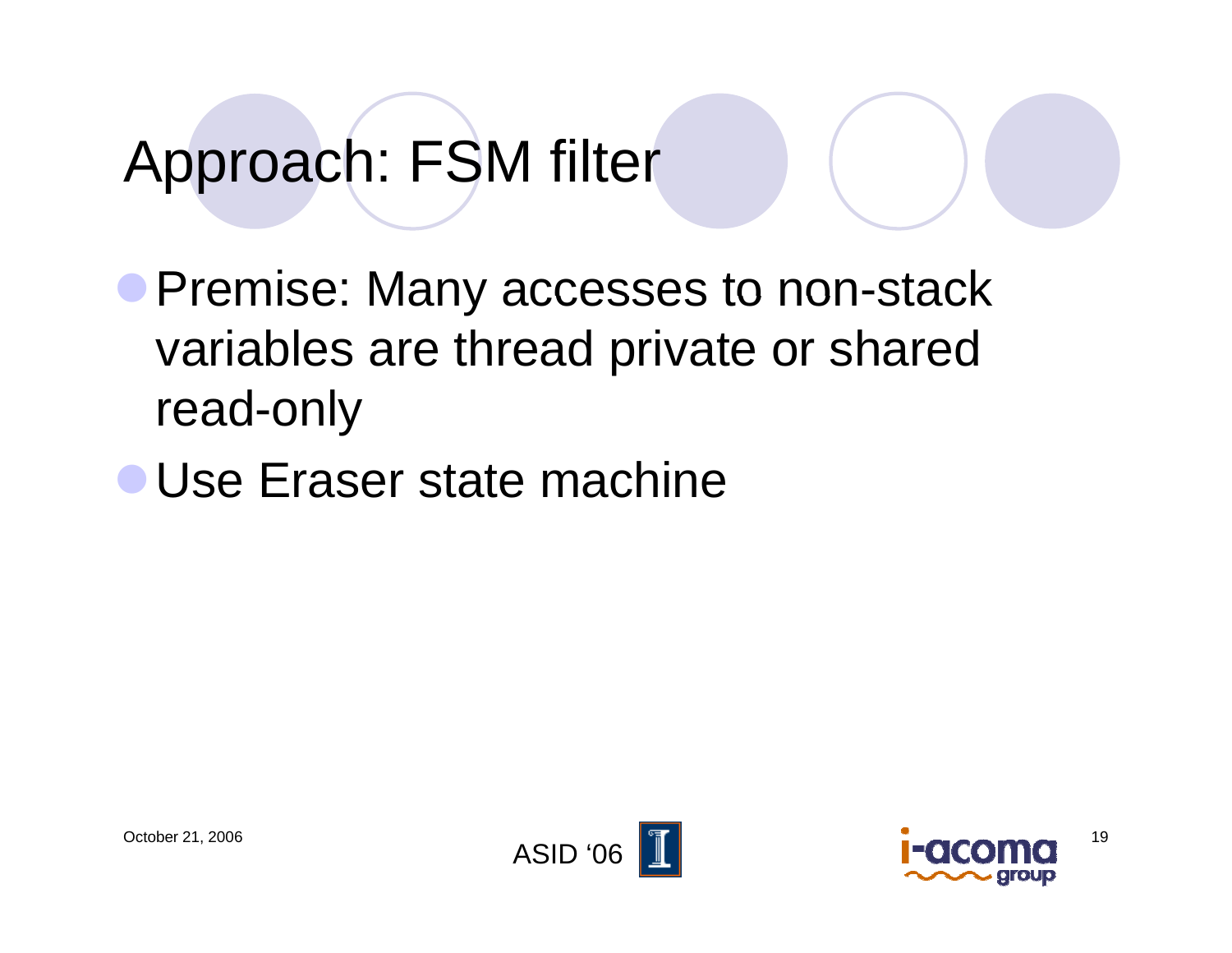# Approach: FSM filter

- Premise: Many accesses to non-stack variables are thread private or shared read-only
- Use Eraser state machine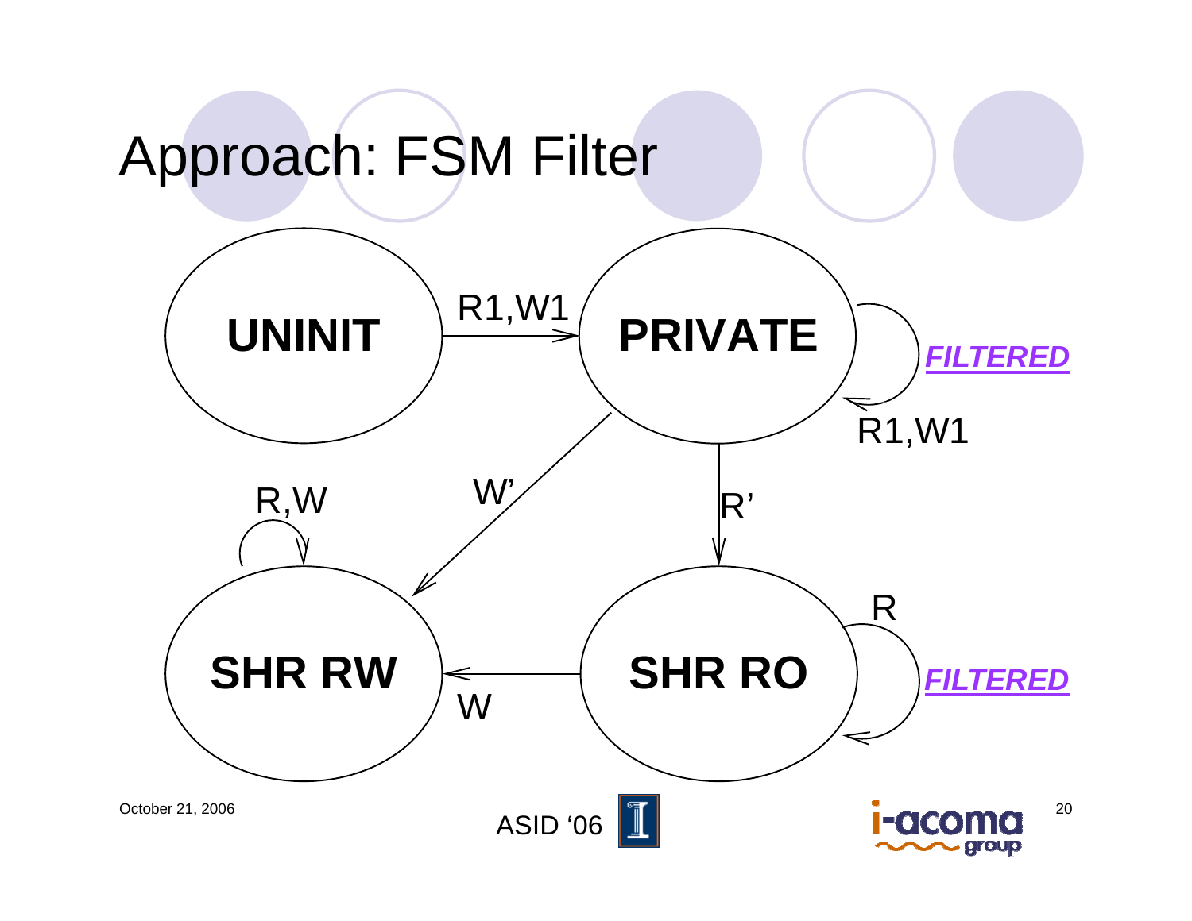# Approach: FSM Filter

UNINIT

PRIVATE

SHR RW

SHR RO

R1,W1

R1,W1

*FILTERED*

W'

R'

R,W

R

*FILTERED*

W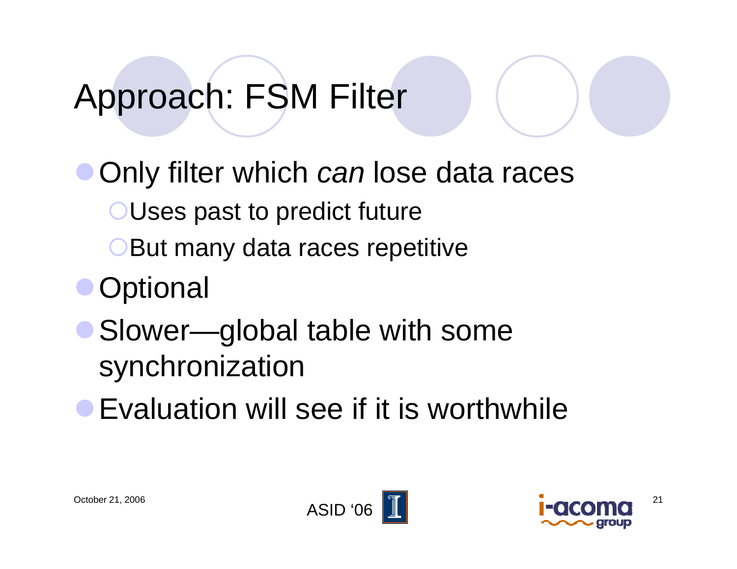# Approach: FSM Filter

- Only filter which *can* lose data races
  - Uses past to predict future
  - But many data races repetitive
- Optional
- Slower—global table with some synchronization
- Evaluation will see if it is worthwhile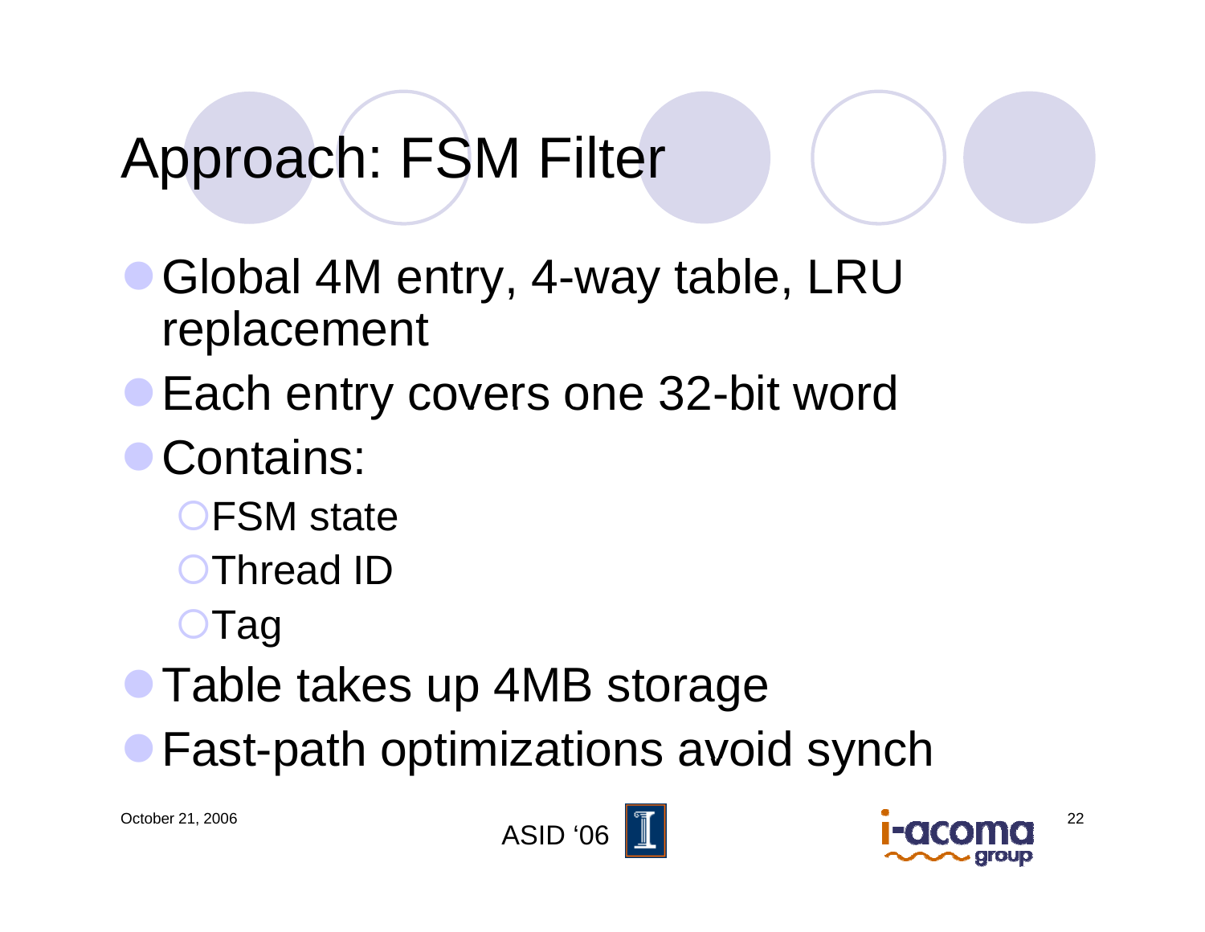# Approach: FSM Filter

- Global 4M entry, 4-way table, LRU replacement
- Each entry covers one 32-bit word
- Contains:
  - FSM state
  - Thread ID
  - Tag
- Table takes up 4MB storage
- Fast-path optimizations avoid synch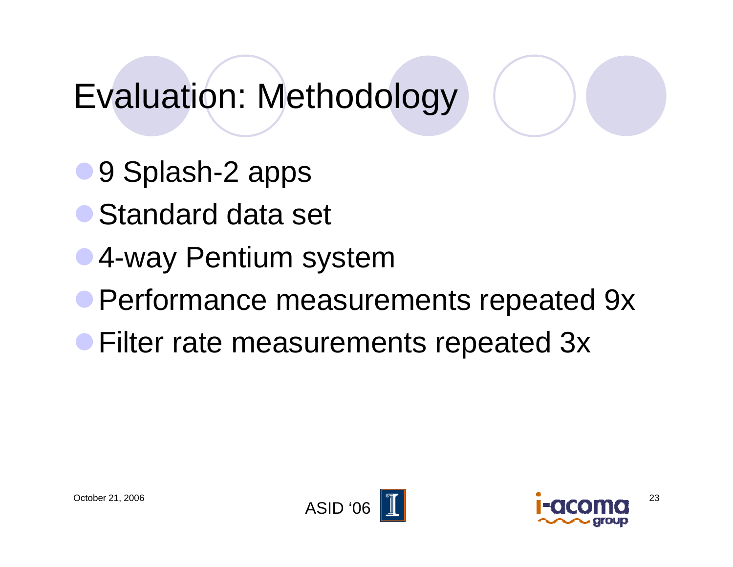# Evaluation: Methodology

- 9 Splash-2 apps
- Standard data set
- 4-way Pentium system
- Performance measurements repeated 9x
- Filter rate measurements repeated 3x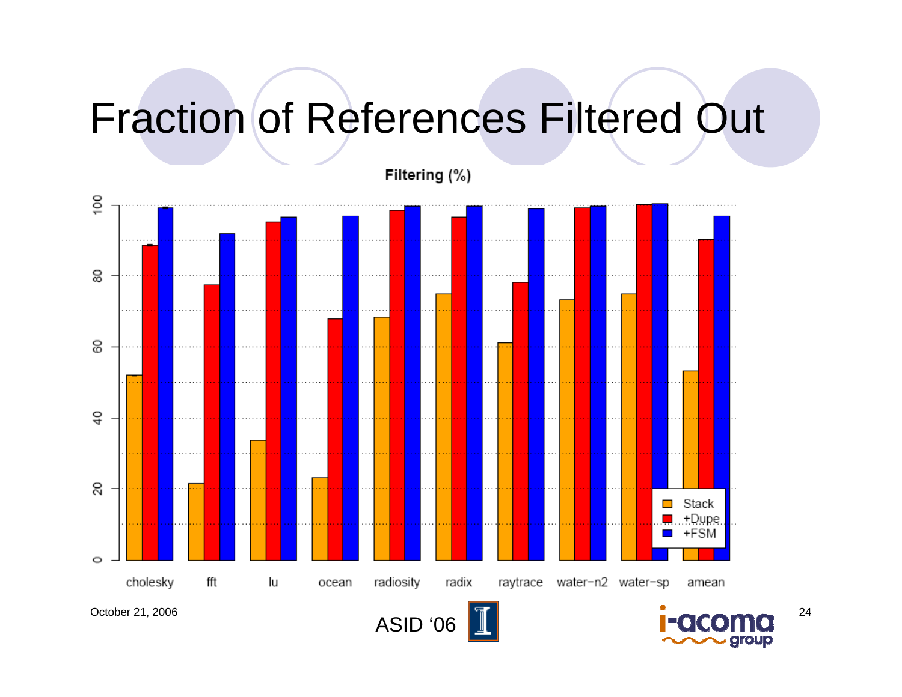# Fraction of References Filtered Out

Filtering (%)

Stack / +Dupe / +FSM

cholesky, fft, lu, ocean, radiosity, radix, raytrace, water−n2, water−sp, amean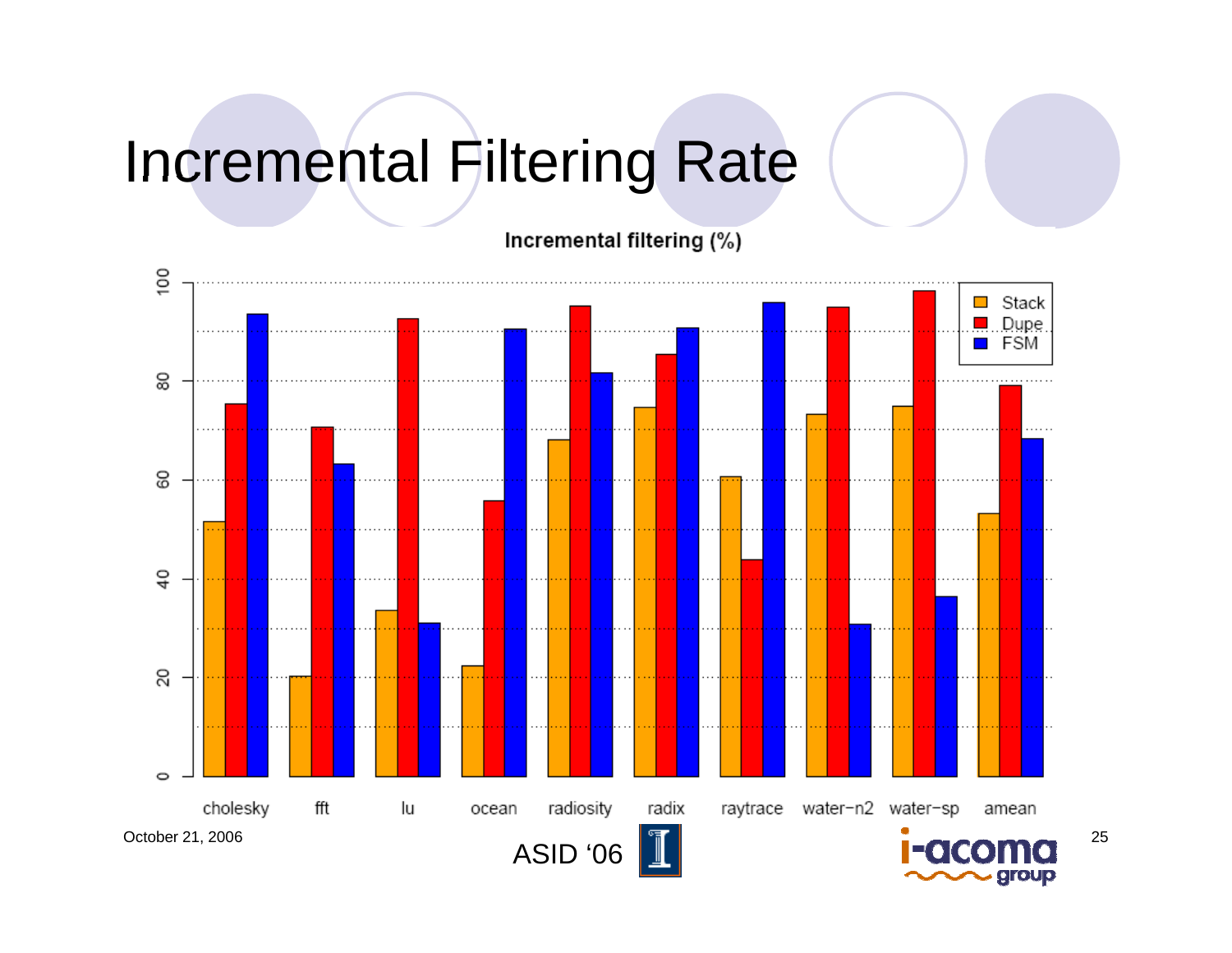# Incremental Filtering Rate

**Incremental filtering (%)**

| Benchmark | Stack | Dupe | FSM |
|---|---|---|---|
| cholesky | ~51 | ~75 | ~93 |
| fft | ~20 | ~70 | ~63 |
| lu | ~33 | ~92 | ~31 |
| ocean | ~22 | ~56 | ~90 |
| radiosity | ~68 | ~95 | ~81 |
| radix | ~74 | ~85 | ~91 |
| raytrace | ~60 | ~44 | ~96 |
| water-n2 | ~73 | ~95 | ~31 |
| water-sp | ~75 | ~98 | ~36 |
| amean | ~53 | ~79 | ~68 |

October 21, 2006

ASID '06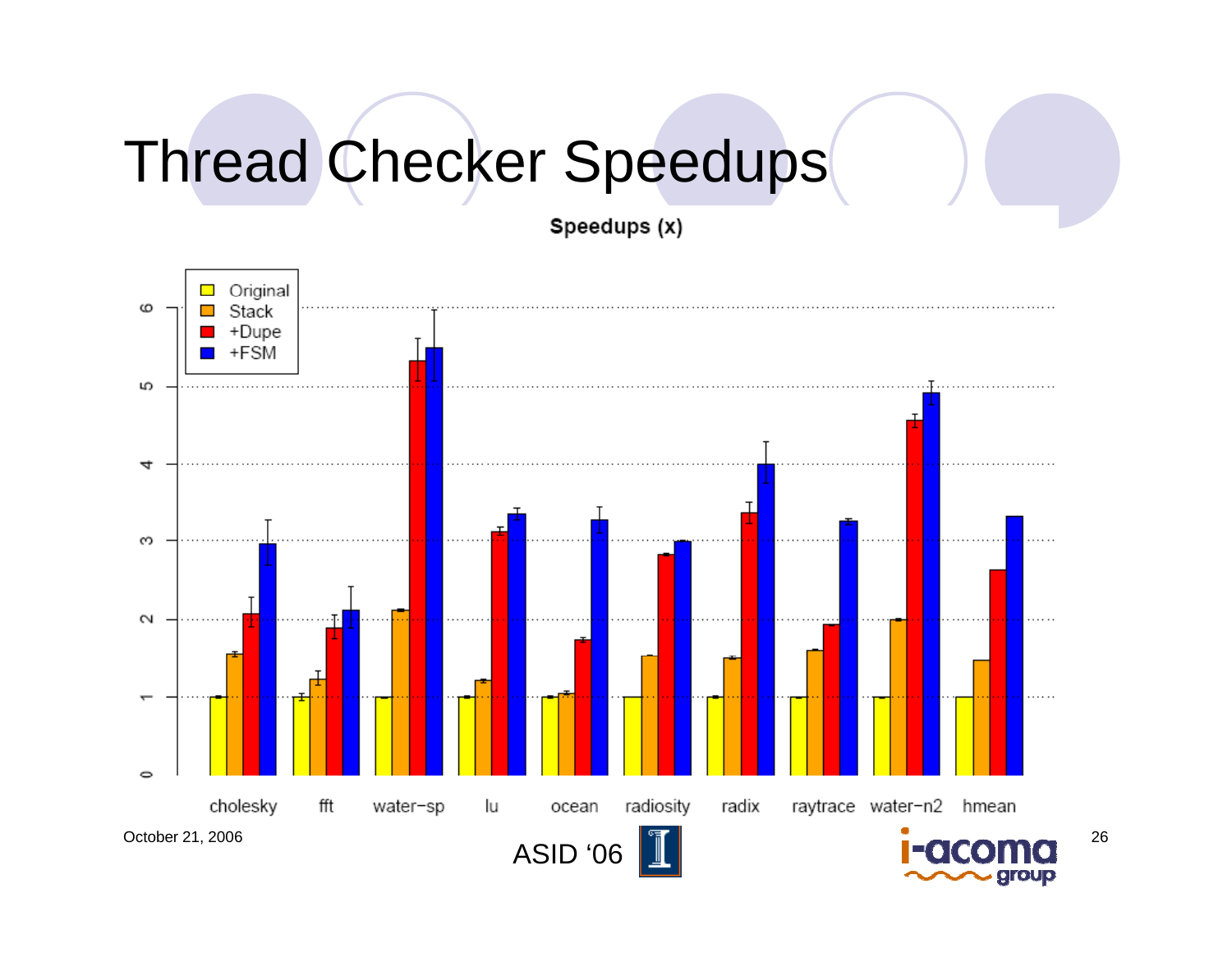# Thread Checker Speedups

Speedups (x)

| | Original | Stack | +Dupe | +FSM |
|---|---|---|---|---|
| cholesky | 1 | 1.55 | 2.07 | 2.97 |
| fft | 1 | 1.23 | 1.89 | 2.12 |
| water-sp | 1 | 2.12 | 5.33 | 5.50 |
| lu | 1 | 1.21 | 3.13 | 3.36 |
| ocean | 1 | 1.05 | 1.74 | 3.28 |
| radiosity | 1 | 1.53 | 2.83 | 3.00 |
| radix | 1 | 1.50 | 3.37 | 4.00 |
| raytrace | 1 | 1.60 | 1.93 | 3.26 |
| water-n2 | 1 | 2.00 | 4.56 | 4.92 |
| hmean | 1 | 1.48 | 2.63 | 3.33 |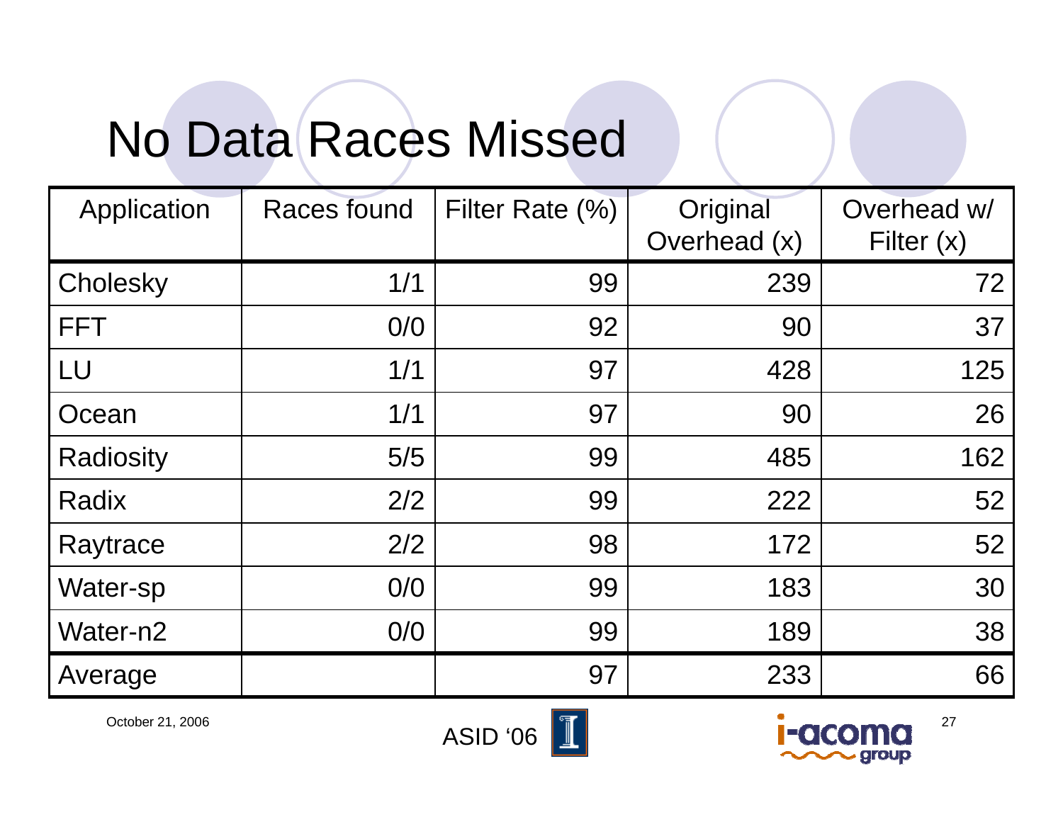# No Data Races Missed

| Application | Races found | Filter Rate (%) | Original Overhead (x) | Overhead w/ Filter (x) |
|---|---|---|---|---|
| Cholesky | 1/1 | 99 | 239 | 72 |
| FFT | 0/0 | 92 | 90 | 37 |
| LU | 1/1 | 97 | 428 | 125 |
| Ocean | 1/1 | 97 | 90 | 26 |
| Radiosity | 5/5 | 99 | 485 | 162 |
| Radix | 2/2 | 99 | 222 | 52 |
| Raytrace | 2/2 | 98 | 172 | 52 |
| Water-sp | 0/0 | 99 | 183 | 30 |
| Water-n2 | 0/0 | 99 | 189 | 38 |
| Average | | 97 | 233 | 66 |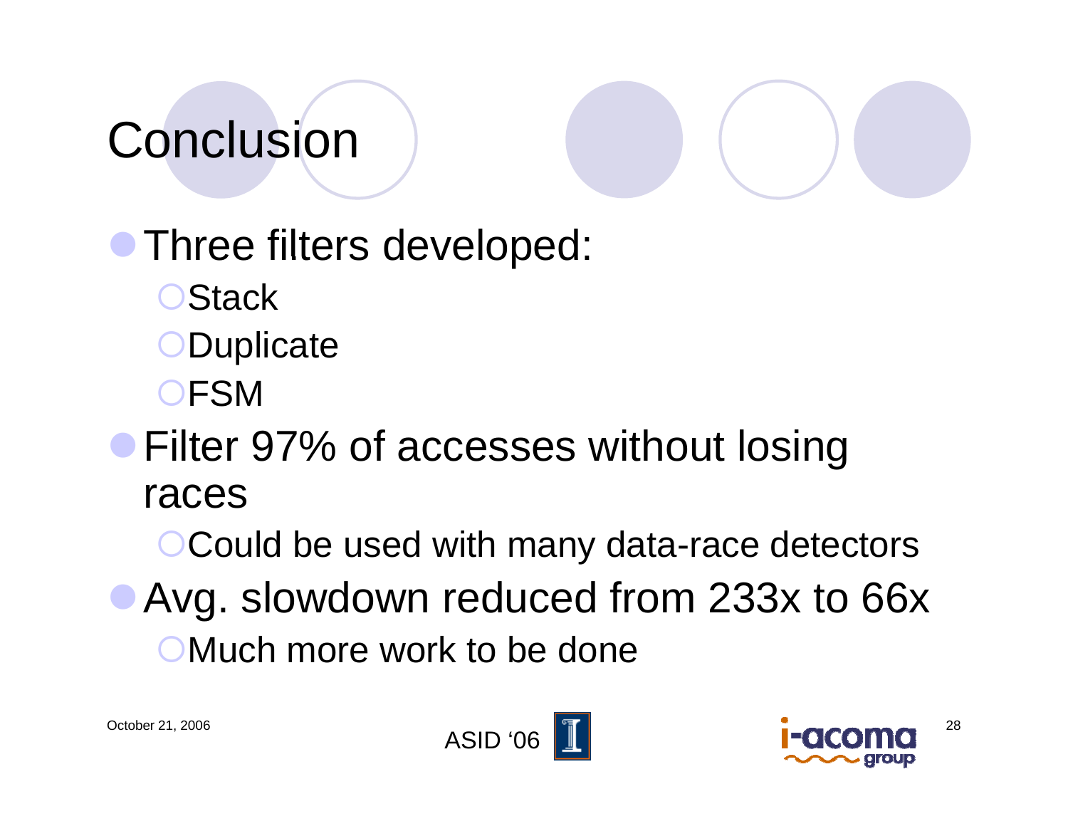# Conclusion

- Three filters developed:
  - Stack
  - Duplicate
  - FSM
- Filter 97% of accesses without losing races
  - Could be used with many data-race detectors
- Avg. slowdown reduced from 233x to 66x
  - Much more work to be done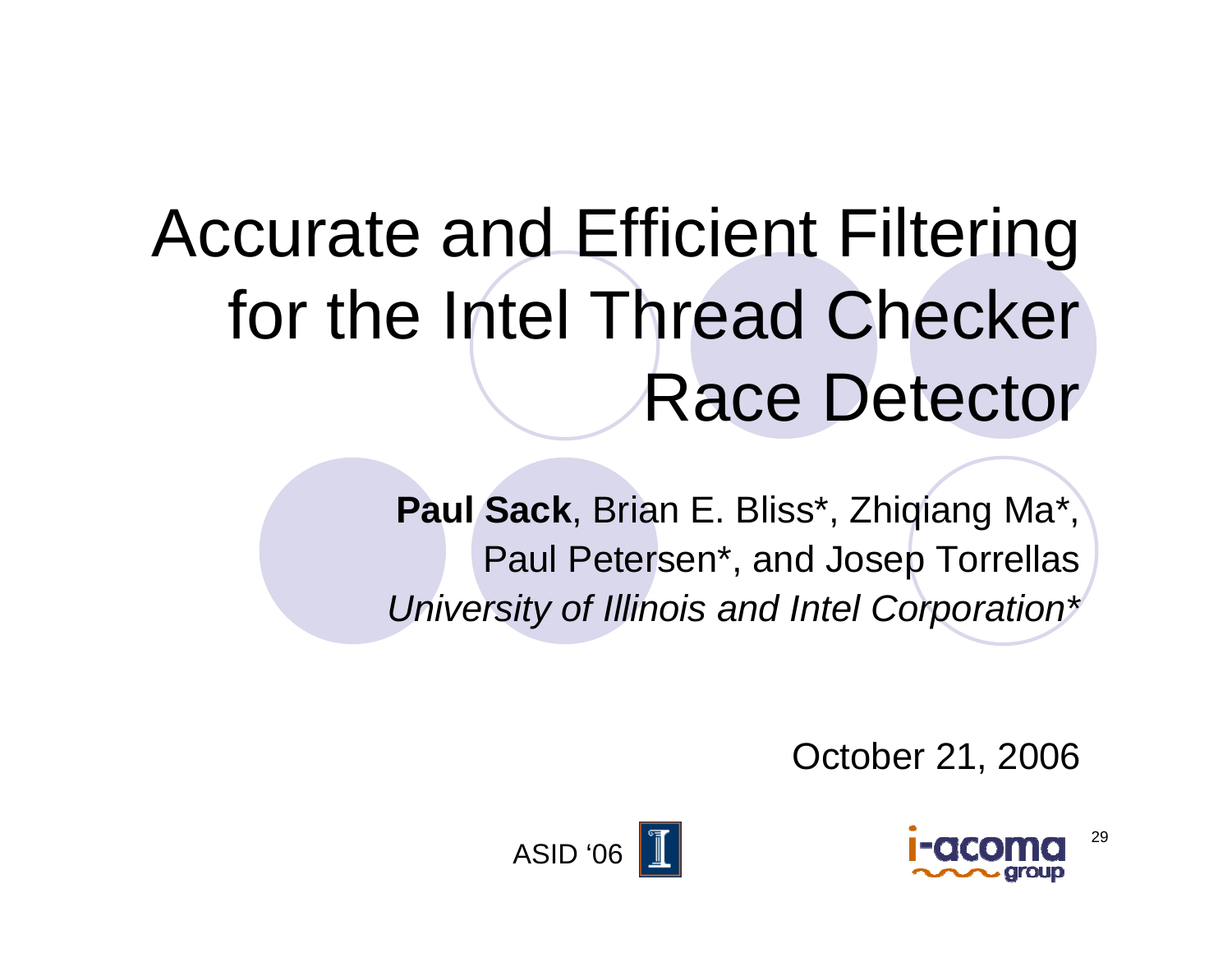# Accurate and Efficient Filtering for the Intel Thread Checker Race Detector

**Paul Sack**, Brian E. Bliss*, Zhiqiang Ma*, Paul Petersen*, and Josep Torrellas

*University of Illinois and Intel Corporation**

October 21, 2006

ASID '06

i-acoma group